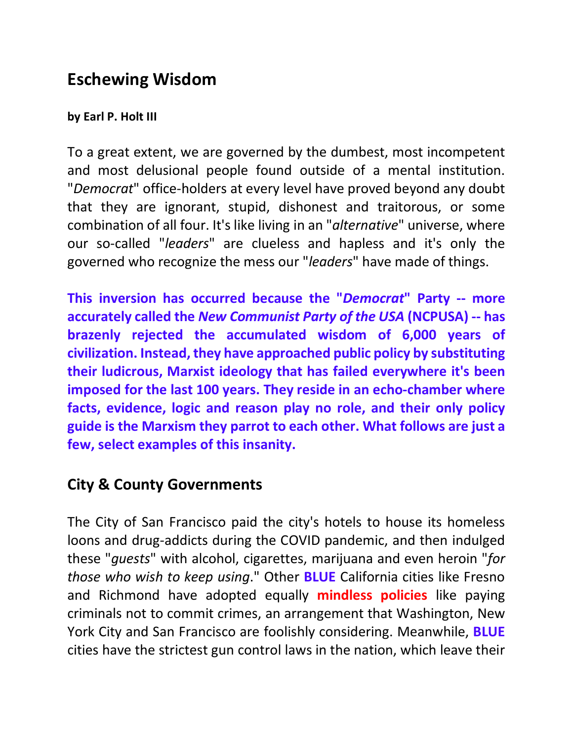## Eschewing Wisdom

**by Earl P. Holt III**

To a great extent, we are governed by the dumbest, most incompetent and most delusional people found outside of a mental institution. "*Democrat*" office-holders at every level have proved beyond any doubt that they are ignorant, stupid, dishonest and traitorous, or some combination of all four. It's like living in an "*alternative*" universe, where our so-called "*leaders*" are clueless and hapless and it's only the governed who recognize the mess our "*leaders*" have made of things.

**This inversion has occurred because the "*Democrat*" Party -- more accurately called the *New Communist Party of the USA* (NCPUSA) -- has brazenly rejected the accumulated wisdom of 6,000 years of civilization. Instead, they have approached public policy by substituting their ludicrous, Marxist ideology that has failed everywhere it's been imposed for the last 100 years. They reside in an echo-chamber where facts, evidence, logic and reason play no role, and their only policy guide is the Marxism they parrot to each other. What follows are just a few, select examples of this insanity.**

## City & County Governments

The City of San Francisco paid the city's hotels to house its homeless loons and drug-addicts during the COVID pandemic, and then indulged these "*guests*" with alcohol, cigarettes, marijuana and even heroin "*for those who wish to keep using*." Other **BLUE** California cities like Fresno and Richmond have adopted equally **mindless policies** like paying criminals not to commit crimes, an arrangement that Washington, New York City and San Francisco are foolishly considering. Meanwhile, **BLUE** cities have the strictest gun control laws in the nation, which leave their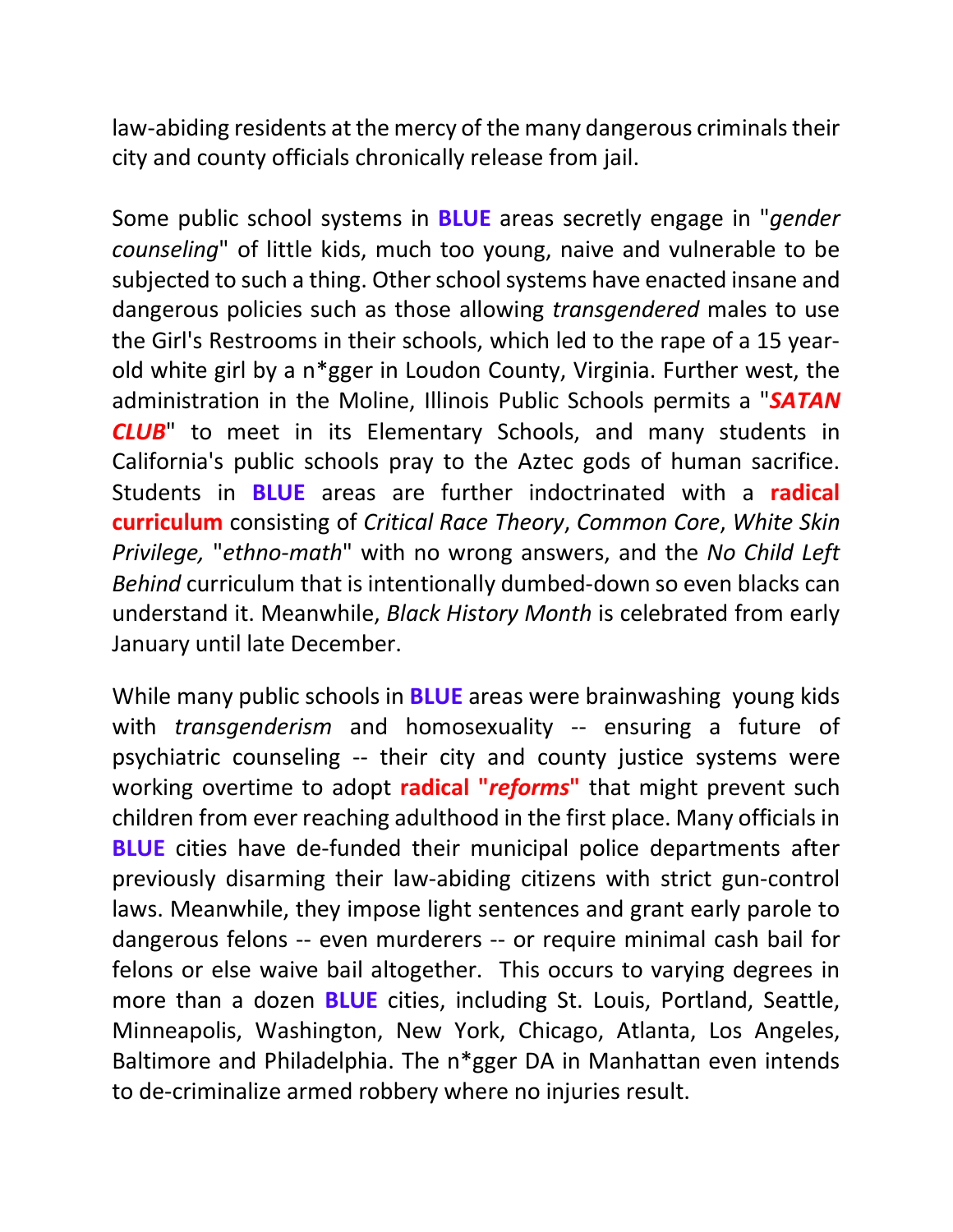law-abiding residents at the mercy of the many dangerous criminals their city and county officials chronically release from jail.

Some public school systems in **BLUE** areas secretly engage in "*gender counseling*" of little kids, much too young, naive and vulnerable to be subjected to such a thing. Other school systems have enacted insane and dangerous policies such as those allowing *transgendered* males to use the Girl's Restrooms in their schools, which led to the rape of a 15 year-old white girl by a n*gger in Loudon County, Virginia. Further west, the administration in the Moline, Illinois Public Schools permits a "***SATAN CLUB***" to meet in its Elementary Schools, and many students in California's public schools pray to the Aztec gods of human sacrifice. Students in **BLUE** areas are further indoctrinated with a **radical curriculum** consisting of *Critical Race Theory*, *Common Core*, *White Skin Privilege,* "*ethno-math*" with no wrong answers, and the *No Child Left Behind* curriculum that is intentionally dumbed-down so even blacks can understand it. Meanwhile, *Black History Month* is celebrated from early January until late December.

While many public schools in **BLUE** areas were brainwashing young kids with *transgenderism* and homosexuality -- ensuring a future of psychiatric counseling -- their city and county justice systems were working overtime to adopt **radical "*reforms*"** that might prevent such children from ever reaching adulthood in the first place. Many officials in **BLUE** cities have de-funded their municipal police departments after previously disarming their law-abiding citizens with strict gun-control laws. Meanwhile, they impose light sentences and grant early parole to dangerous felons -- even murderers -- or require minimal cash bail for felons or else waive bail altogether. This occurs to varying degrees in more than a dozen **BLUE** cities, including St. Louis, Portland, Seattle, Minneapolis, Washington, New York, Chicago, Atlanta, Los Angeles, Baltimore and Philadelphia. The n*gger DA in Manhattan even intends to de-criminalize armed robbery where no injuries result.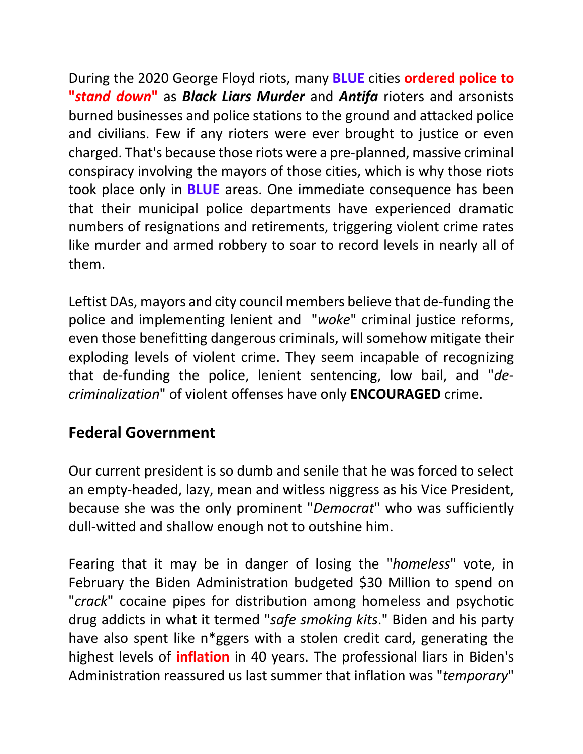During the 2020 George Floyd riots, many **BLUE** cities **ordered police to "*stand down*"** as ***Black Liars Murder*** and ***Antifa*** rioters and arsonists burned businesses and police stations to the ground and attacked police and civilians. Few if any rioters were ever brought to justice or even charged. That's because those riots were a pre-planned, massive criminal conspiracy involving the mayors of those cities, which is why those riots took place only in **BLUE** areas. One immediate consequence has been that their municipal police departments have experienced dramatic numbers of resignations and retirements, triggering violent crime rates like murder and armed robbery to soar to record levels in nearly all of them.

Leftist DAs, mayors and city council members believe that de-funding the police and implementing lenient and "*woke*" criminal justice reforms, even those benefitting dangerous criminals, will somehow mitigate their exploding levels of violent crime. They seem incapable of recognizing that de-funding the police, lenient sentencing, low bail, and "*de-criminalization*" of violent offenses have only **ENCOURAGED** crime.

## Federal Government

Our current president is so dumb and senile that he was forced to select an empty-headed, lazy, mean and witless niggress as his Vice President, because she was the only prominent "*Democrat*" who was sufficiently dull-witted and shallow enough not to outshine him.

Fearing that it may be in danger of losing the "*homeless*" vote, in February the Biden Administration budgeted $30 Million to spend on "*crack*" cocaine pipes for distribution among homeless and psychotic drug addicts in what it termed "*safe smoking kits*." Biden and his party have also spent like n*ggers with a stolen credit card, generating the highest levels of **inflation** in 40 years. The professional liars in Biden's Administration reassured us last summer that inflation was "*temporary*"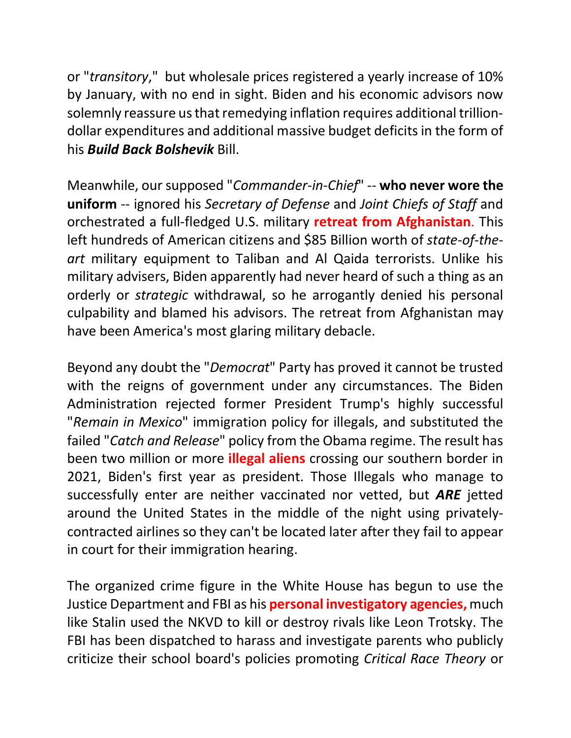or "*transitory*," but wholesale prices registered a yearly increase of 10% by January, with no end in sight. Biden and his economic advisors now solemnly reassure us that remedying inflation requires additional trillion-dollar expenditures and additional massive budget deficits in the form of his ***Build Back Bolshevik*** Bill.

Meanwhile, our supposed "*Commander-in-Chief*" -- **who never wore the uniform** -- ignored his *Secretary of Defense* and *Joint Chiefs of Staff* and orchestrated a full-fledged U.S. military **retreat from Afghanistan**. This left hundreds of American citizens and $85 Billion worth of *state-of-the-art* military equipment to Taliban and Al Qaida terrorists. Unlike his military advisers, Biden apparently had never heard of such a thing as an orderly or *strategic* withdrawal, so he arrogantly denied his personal culpability and blamed his advisors. The retreat from Afghanistan may have been America's most glaring military debacle.

Beyond any doubt the "*Democrat*" Party has proved it cannot be trusted with the reigns of government under any circumstances. The Biden Administration rejected former President Trump's highly successful "*Remain in Mexico*" immigration policy for illegals, and substituted the failed "*Catch and Release*" policy from the Obama regime. The result has been two million or more **illegal aliens** crossing our southern border in 2021, Biden's first year as president. Those Illegals who manage to successfully enter are neither vaccinated nor vetted, but ***ARE*** jetted around the United States in the middle of the night using privately-contracted airlines so they can't be located later after they fail to appear in court for their immigration hearing.

The organized crime figure in the White House has begun to use the Justice Department and FBI as his **personal investigatory agencies,** much like Stalin used the NKVD to kill or destroy rivals like Leon Trotsky. The FBI has been dispatched to harass and investigate parents who publicly criticize their school board's policies promoting *Critical Race Theory* or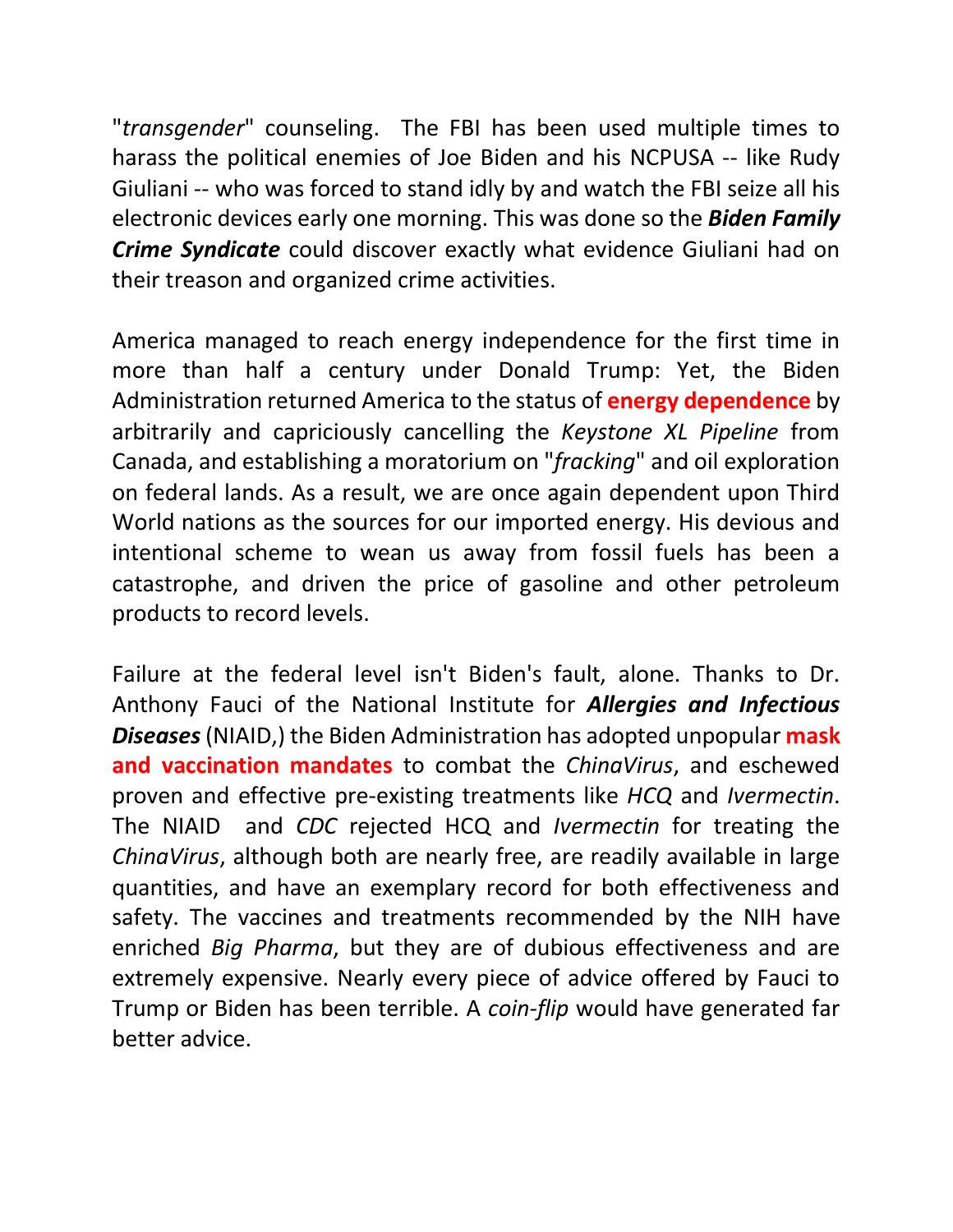"*transgender*" counseling. The FBI has been used multiple times to harass the political enemies of Joe Biden and his NCPUSA -- like Rudy Giuliani -- who was forced to stand idly by and watch the FBI seize all his electronic devices early one morning. This was done so the ***Biden Family Crime Syndicate*** could discover exactly what evidence Giuliani had on their treason and organized crime activities.

America managed to reach energy independence for the first time in more than half a century under Donald Trump: Yet, the Biden Administration returned America to the status of **energy dependence** by arbitrarily and capriciously cancelling the *Keystone XL Pipeline* from Canada, and establishing a moratorium on "*fracking*" and oil exploration on federal lands. As a result, we are once again dependent upon Third World nations as the sources for our imported energy. His devious and intentional scheme to wean us away from fossil fuels has been a catastrophe, and driven the price of gasoline and other petroleum products to record levels.

Failure at the federal level isn't Biden's fault, alone. Thanks to Dr. Anthony Fauci of the National Institute for ***Allergies and Infectious Diseases*** (NIAID,) the Biden Administration has adopted unpopular **mask and vaccination mandates** to combat the *ChinaVirus*, and eschewed proven and effective pre-existing treatments like *HCQ* and *Ivermectin*. The NIAID and *CDC* rejected HCQ and *Ivermectin* for treating the *ChinaVirus*, although both are nearly free, are readily available in large quantities, and have an exemplary record for both effectiveness and safety. The vaccines and treatments recommended by the NIH have enriched *Big Pharma*, but they are of dubious effectiveness and are extremely expensive. Nearly every piece of advice offered by Fauci to Trump or Biden has been terrible. A *coin-flip* would have generated far better advice.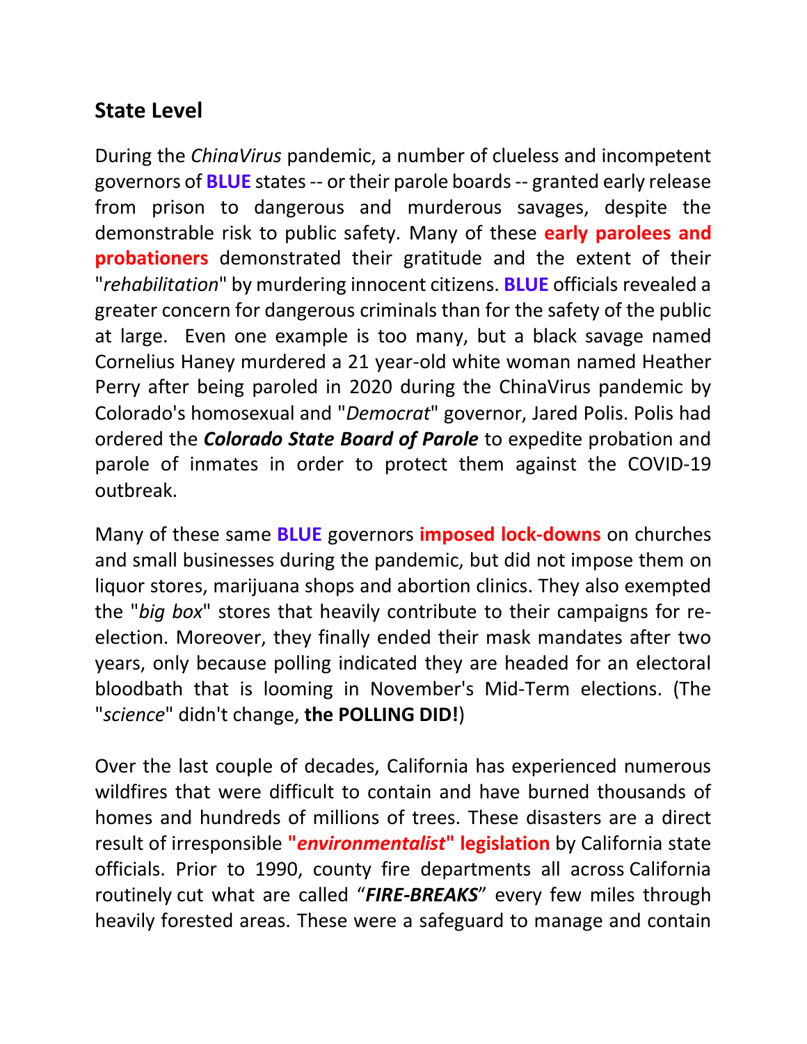## State Level

During the *ChinaVirus* pandemic, a number of clueless and incompetent governors of **BLUE** states -- or their parole boards -- granted early release from prison to dangerous and murderous savages, despite the demonstrable risk to public safety. Many of these **early parolees and probationers** demonstrated their gratitude and the extent of their "*rehabilitation*" by murdering innocent citizens. **BLUE** officials revealed a greater concern for dangerous criminals than for the safety of the public at large. Even one example is too many, but a black savage named Cornelius Haney murdered a 21 year-old white woman named Heather Perry after being paroled in 2020 during the ChinaVirus pandemic by Colorado's homosexual and "*Democrat*" governor, Jared Polis. Polis had ordered the ***Colorado State Board of Parole*** to expedite probation and parole of inmates in order to protect them against the COVID-19 outbreak.

Many of these same **BLUE** governors **imposed lock-downs** on churches and small businesses during the pandemic, but did not impose them on liquor stores, marijuana shops and abortion clinics. They also exempted the "*big box*" stores that heavily contribute to their campaigns for re-election. Moreover, they finally ended their mask mandates after two years, only because polling indicated they are headed for an electoral bloodbath that is looming in November's Mid-Term elections. (The "*science*" didn't change, **the POLLING DID!**)

Over the last couple of decades, California has experienced numerous wildfires that were difficult to contain and have burned thousands of homes and hundreds of millions of trees. These disasters are a direct result of irresponsible **"*environmentalist*" legislation** by California state officials. Prior to 1990, county fire departments all across California routinely cut what are called "***FIRE-BREAKS***" every few miles through heavily forested areas. These were a safeguard to manage and contain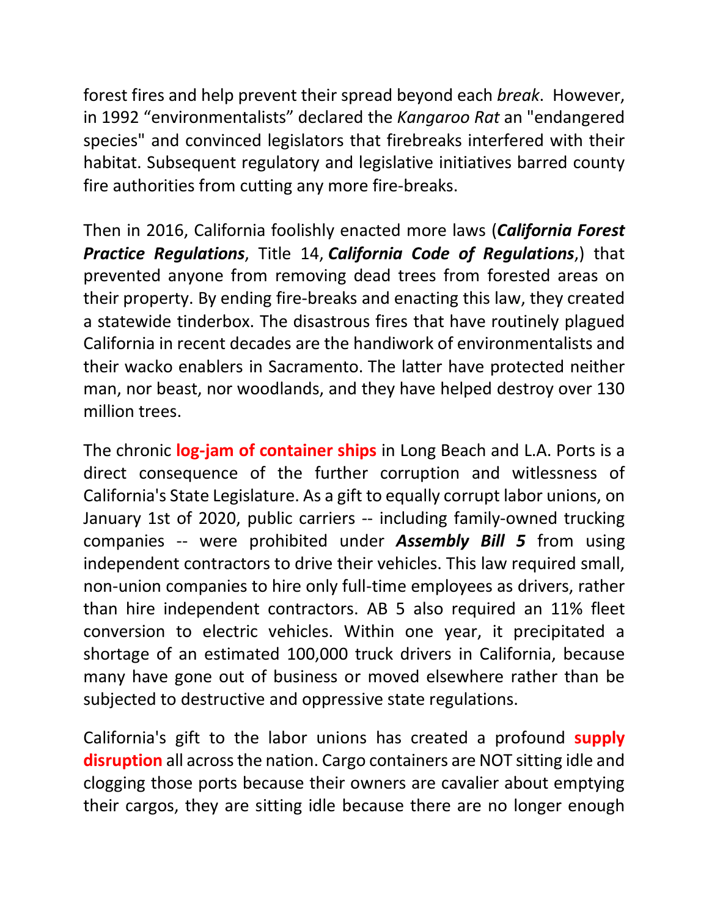forest fires and help prevent their spread beyond each *break*. However, in 1992 "environmentalists" declared the *Kangaroo Rat* an "endangered species" and convinced legislators that firebreaks interfered with their habitat. Subsequent regulatory and legislative initiatives barred county fire authorities from cutting any more fire-breaks.

Then in 2016, California foolishly enacted more laws (***California Forest Practice Regulations***, Title 14, ***California Code of Regulations***,) that prevented anyone from removing dead trees from forested areas on their property. By ending fire-breaks and enacting this law, they created a statewide tinderbox. The disastrous fires that have routinely plagued California in recent decades are the handiwork of environmentalists and their wacko enablers in Sacramento. The latter have protected neither man, nor beast, nor woodlands, and they have helped destroy over 130 million trees.

The chronic **log-jam of container ships** in Long Beach and L.A. Ports is a direct consequence of the further corruption and witlessness of California's State Legislature. As a gift to equally corrupt labor unions, on January 1st of 2020, public carriers -- including family-owned trucking companies -- were prohibited under ***Assembly Bill 5*** from using independent contractors to drive their vehicles. This law required small, non-union companies to hire only full-time employees as drivers, rather than hire independent contractors. AB 5 also required an 11% fleet conversion to electric vehicles. Within one year, it precipitated a shortage of an estimated 100,000 truck drivers in California, because many have gone out of business or moved elsewhere rather than be subjected to destructive and oppressive state regulations.

California's gift to the labor unions has created a profound **supply disruption** all across the nation. Cargo containers are NOT sitting idle and clogging those ports because their owners are cavalier about emptying their cargos, they are sitting idle because there are no longer enough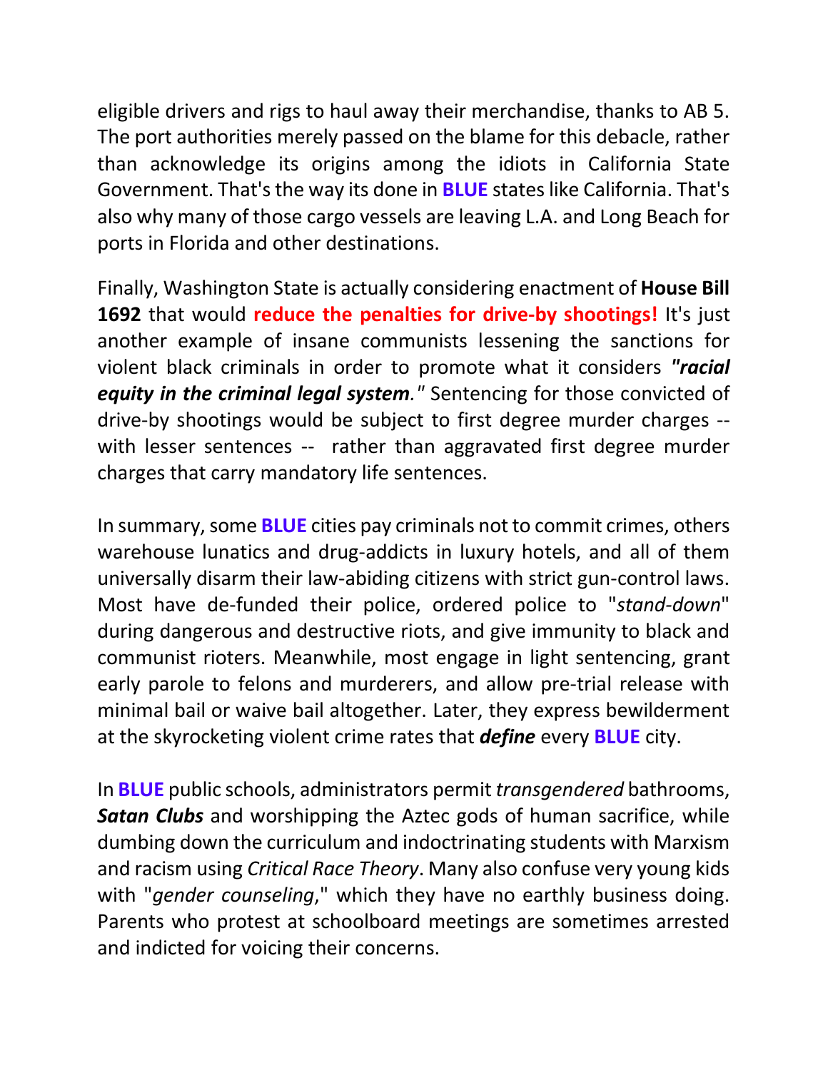eligible drivers and rigs to haul away their merchandise, thanks to AB 5. The port authorities merely passed on the blame for this debacle, rather than acknowledge its origins among the idiots in California State Government. That's the way its done in **BLUE** states like California. That's also why many of those cargo vessels are leaving L.A. and Long Beach for ports in Florida and other destinations.

Finally, Washington State is actually considering enactment of **House Bill 1692** that would **reduce the penalties for drive-by shootings!** It's just another example of insane communists lessening the sanctions for violent black criminals in order to promote what it considers ***"racial equity in the criminal legal system."*** Sentencing for those convicted of drive-by shootings would be subject to first degree murder charges -- with lesser sentences -- rather than aggravated first degree murder charges that carry mandatory life sentences.

In summary, some **BLUE** cities pay criminals not to commit crimes, others warehouse lunatics and drug-addicts in luxury hotels, and all of them universally disarm their law-abiding citizens with strict gun-control laws. Most have de-funded their police, ordered police to "*stand-down*" during dangerous and destructive riots, and give immunity to black and communist rioters. Meanwhile, most engage in light sentencing, grant early parole to felons and murderers, and allow pre-trial release with minimal bail or waive bail altogether. Later, they express bewilderment at the skyrocketing violent crime rates that ***define*** every **BLUE** city.

In **BLUE** public schools, administrators permit *transgendered* bathrooms, ***Satan Clubs*** and worshipping the Aztec gods of human sacrifice, while dumbing down the curriculum and indoctrinating students with Marxism and racism using *Critical Race Theory*. Many also confuse very young kids with "*gender counseling*," which they have no earthly business doing. Parents who protest at schoolboard meetings are sometimes arrested and indicted for voicing their concerns.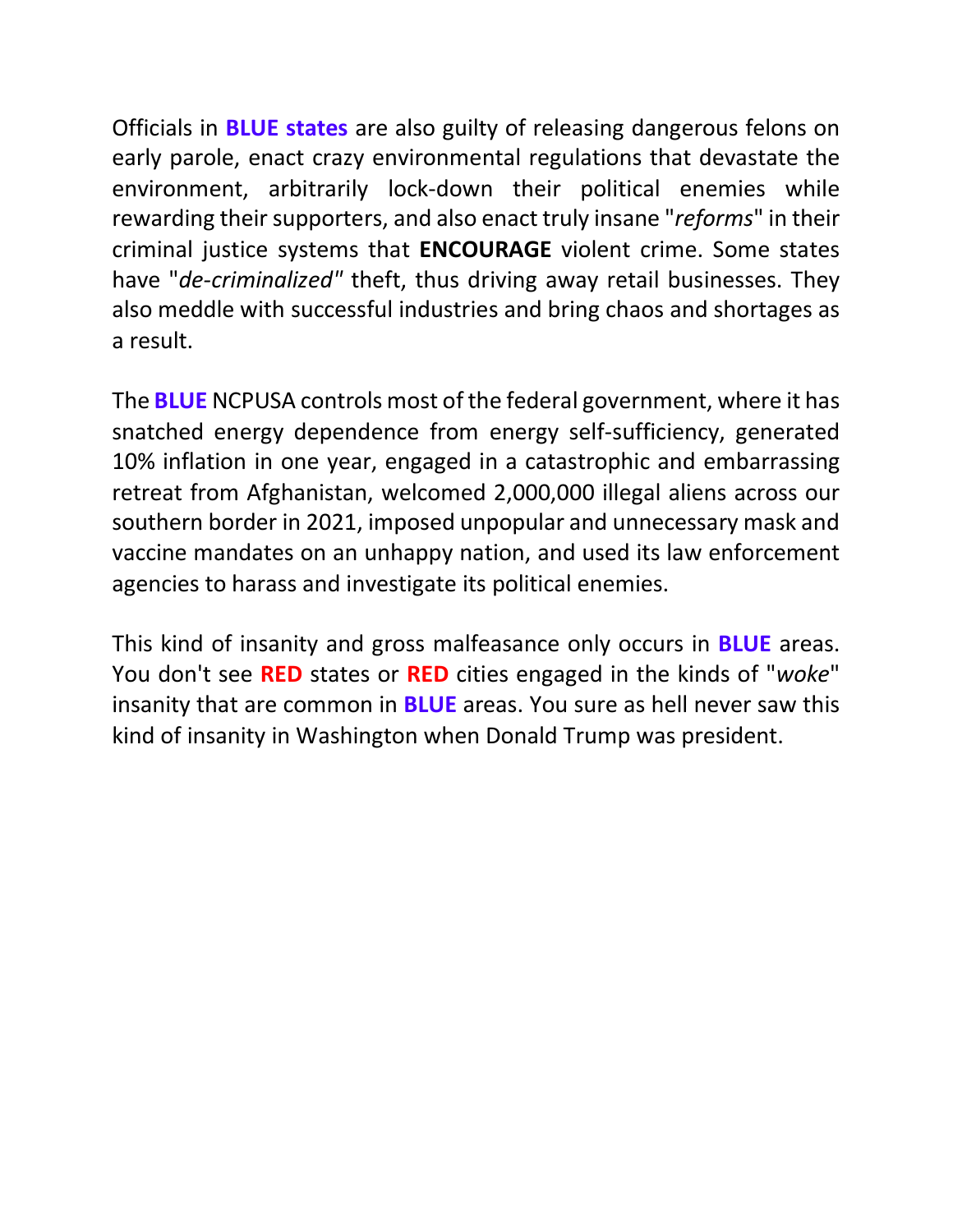Officials in **BLUE states** are also guilty of releasing dangerous felons on early parole, enact crazy environmental regulations that devastate the environment, arbitrarily lock-down their political enemies while rewarding their supporters, and also enact truly insane "*reforms*" in their criminal justice systems that **ENCOURAGE** violent crime. Some states have "*de-criminalized"* theft, thus driving away retail businesses. They also meddle with successful industries and bring chaos and shortages as a result.

The **BLUE** NCPUSA controls most of the federal government, where it has snatched energy dependence from energy self-sufficiency, generated 10% inflation in one year, engaged in a catastrophic and embarrassing retreat from Afghanistan, welcomed 2,000,000 illegal aliens across our southern border in 2021, imposed unpopular and unnecessary mask and vaccine mandates on an unhappy nation, and used its law enforcement agencies to harass and investigate its political enemies.

This kind of insanity and gross malfeasance only occurs in **BLUE** areas. You don't see **RED** states or **RED** cities engaged in the kinds of "*woke*" insanity that are common in **BLUE** areas. You sure as hell never saw this kind of insanity in Washington when Donald Trump was president.